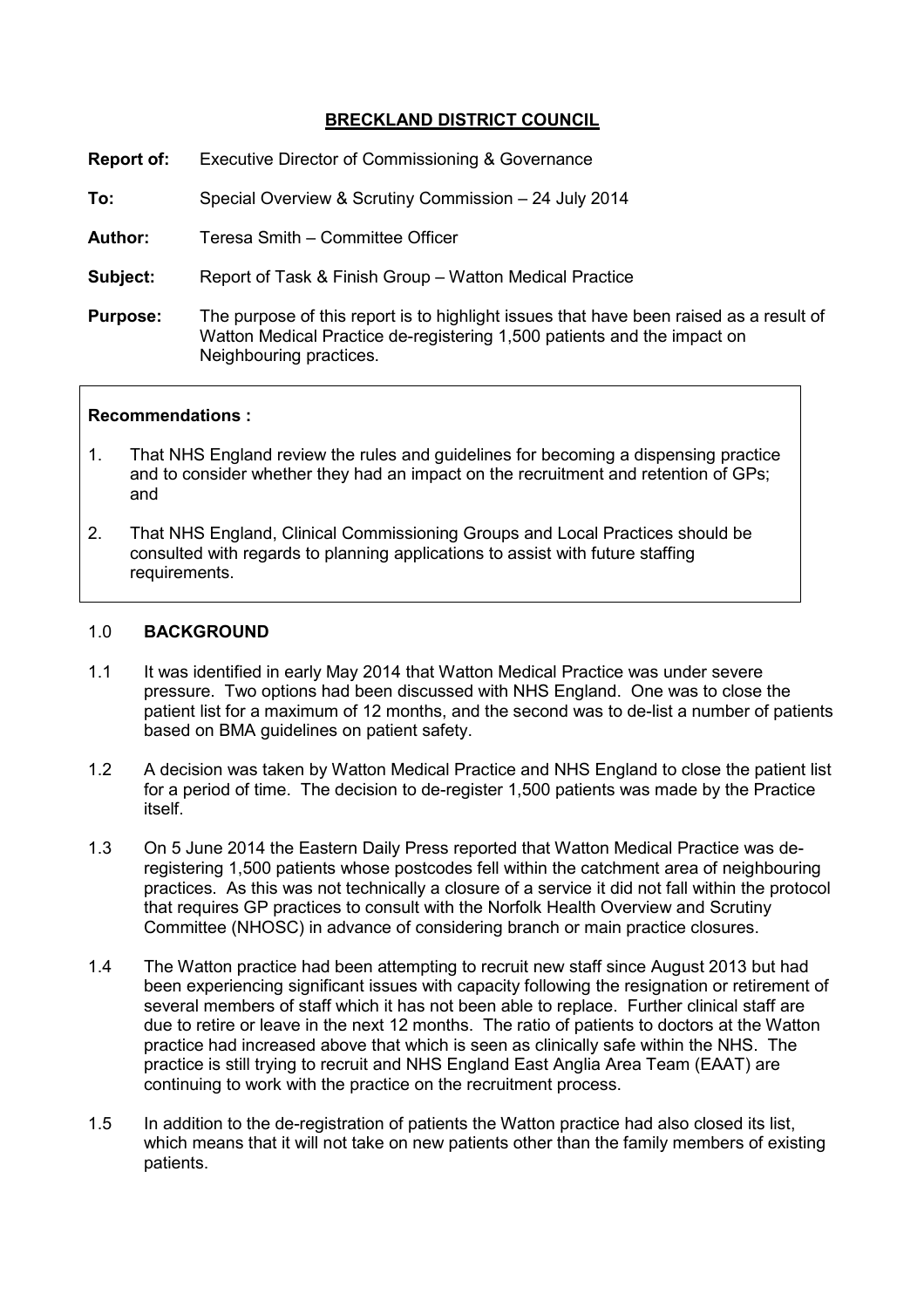# BRECKLAND DISTRICT COUNCIL

**Report of:** Executive Director of Commissioning & Governance

**To:** Special Overview & Scrutiny Commission – 24 July 2014

**Author:** Teresa Smith – Committee Officer

**Subject:** Report of Task & Finish Group – Watton Medical Practice

**Purpose:** The purpose of this report is to highlight issues that have been raised as a result of Watton Medical Practice de-registering 1,500 patients and the impact on Neighbouring practices.

**Recommendations :**

1. That NHS England review the rules and guidelines for becoming a dispensing practice and to consider whether they had an impact on the recruitment and retention of GPs; and
2. That NHS England, Clinical Commissioning Groups and Local Practices should be consulted with regards to planning applications to assist with future staffing requirements.

## 1.0 BACKGROUND

1.1 It was identified in early May 2014 that Watton Medical Practice was under severe pressure. Two options had been discussed with NHS England. One was to close the patient list for a maximum of 12 months, and the second was to de-list a number of patients based on BMA guidelines on patient safety.

1.2 A decision was taken by Watton Medical Practice and NHS England to close the patient list for a period of time. The decision to de-register 1,500 patients was made by the Practice itself.

1.3 On 5 June 2014 the Eastern Daily Press reported that Watton Medical Practice was de-registering 1,500 patients whose postcodes fell within the catchment area of neighbouring practices. As this was not technically a closure of a service it did not fall within the protocol that requires GP practices to consult with the Norfolk Health Overview and Scrutiny Committee (NHOSC) in advance of considering branch or main practice closures.

1.4 The Watton practice had been attempting to recruit new staff since August 2013 but had been experiencing significant issues with capacity following the resignation or retirement of several members of staff which it has not been able to replace. Further clinical staff are due to retire or leave in the next 12 months. The ratio of patients to doctors at the Watton practice had increased above that which is seen as clinically safe within the NHS. The practice is still trying to recruit and NHS England East Anglia Area Team (EAAT) are continuing to work with the practice on the recruitment process.

1.5 In addition to the de-registration of patients the Watton practice had also closed its list, which means that it will not take on new patients other than the family members of existing patients.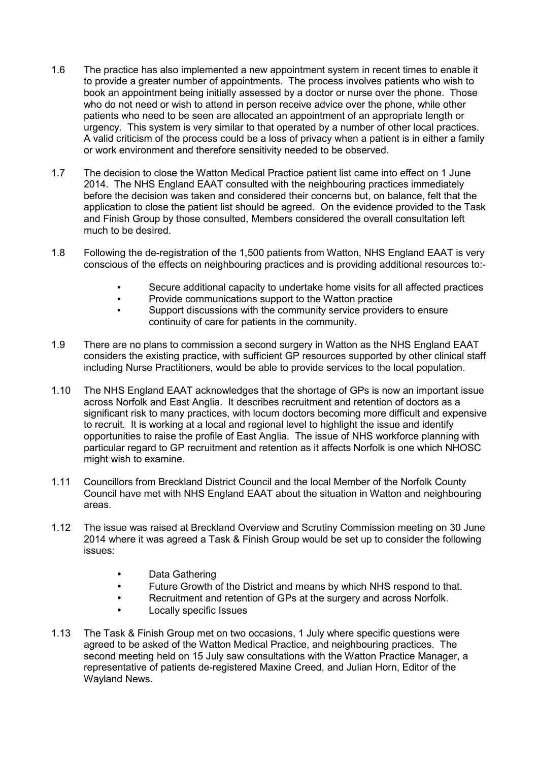1.6 The practice has also implemented a new appointment system in recent times to enable it to provide a greater number of appointments. The process involves patients who wish to book an appointment being initially assessed by a doctor or nurse over the phone. Those who do not need or wish to attend in person receive advice over the phone, while other patients who need to be seen are allocated an appointment of an appropriate length or urgency. This system is very similar to that operated by a number of other local practices. A valid criticism of the process could be a loss of privacy when a patient is in either a family or work environment and therefore sensitivity needed to be observed.

1.7 The decision to close the Watton Medical Practice patient list came into effect on 1 June 2014. The NHS England EAAT consulted with the neighbouring practices immediately before the decision was taken and considered their concerns but, on balance, felt that the application to close the patient list should be agreed. On the evidence provided to the Task and Finish Group by those consulted, Members considered the overall consultation left much to be desired.

1.8 Following the de-registration of the 1,500 patients from Watton, NHS England EAAT is very conscious of the effects on neighbouring practices and is providing additional resources to:-

- Secure additional capacity to undertake home visits for all affected practices
- Provide communications support to the Watton practice
- Support discussions with the community service providers to ensure continuity of care for patients in the community.

1.9 There are no plans to commission a second surgery in Watton as the NHS England EAAT considers the existing practice, with sufficient GP resources supported by other clinical staff including Nurse Practitioners, would be able to provide services to the local population.

1.10 The NHS England EAAT acknowledges that the shortage of GPs is now an important issue across Norfolk and East Anglia. It describes recruitment and retention of doctors as a significant risk to many practices, with locum doctors becoming more difficult and expensive to recruit. It is working at a local and regional level to highlight the issue and identify opportunities to raise the profile of East Anglia. The issue of NHS workforce planning with particular regard to GP recruitment and retention as it affects Norfolk is one which NHOSC might wish to examine.

1.11 Councillors from Breckland District Council and the local Member of the Norfolk County Council have met with NHS England EAAT about the situation in Watton and neighbouring areas.

1.12 The issue was raised at Breckland Overview and Scrutiny Commission meeting on 30 June 2014 where it was agreed a Task & Finish Group would be set up to consider the following issues:

- Data Gathering
- Future Growth of the District and means by which NHS respond to that.
- Recruitment and retention of GPs at the surgery and across Norfolk.
- Locally specific Issues

1.13 The Task & Finish Group met on two occasions, 1 July where specific questions were agreed to be asked of the Watton Medical Practice, and neighbouring practices. The second meeting held on 15 July saw consultations with the Watton Practice Manager, a representative of patients de-registered Maxine Creed, and Julian Horn, Editor of the Wayland News.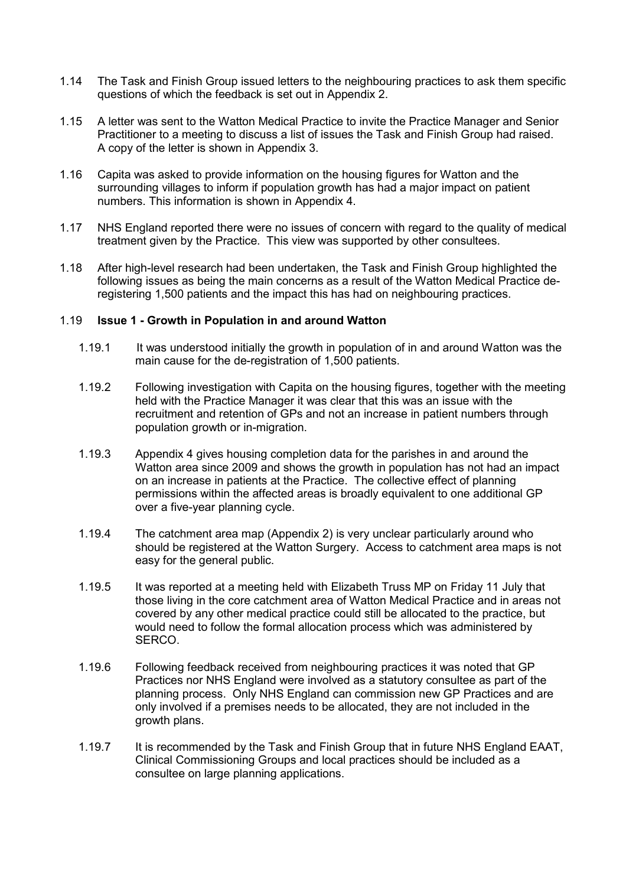1.14 The Task and Finish Group issued letters to the neighbouring practices to ask them specific questions of which the feedback is set out in Appendix 2.

1.15 A letter was sent to the Watton Medical Practice to invite the Practice Manager and Senior Practitioner to a meeting to discuss a list of issues the Task and Finish Group had raised. A copy of the letter is shown in Appendix 3.

1.16 Capita was asked to provide information on the housing figures for Watton and the surrounding villages to inform if population growth has had a major impact on patient numbers. This information is shown in Appendix 4.

1.17 NHS England reported there were no issues of concern with regard to the quality of medical treatment given by the Practice. This view was supported by other consultees.

1.18 After high-level research had been undertaken, the Task and Finish Group highlighted the following issues as being the main concerns as a result of the Watton Medical Practice de-registering 1,500 patients and the impact this has had on neighbouring practices.

1.19 **Issue 1 - Growth in Population in and around Watton**

1.19.1 It was understood initially the growth in population of in and around Watton was the main cause for the de-registration of 1,500 patients.

1.19.2 Following investigation with Capita on the housing figures, together with the meeting held with the Practice Manager it was clear that this was an issue with the recruitment and retention of GPs and not an increase in patient numbers through population growth or in-migration.

1.19.3 Appendix 4 gives housing completion data for the parishes in and around the Watton area since 2009 and shows the growth in population has not had an impact on an increase in patients at the Practice. The collective effect of planning permissions within the affected areas is broadly equivalent to one additional GP over a five-year planning cycle.

1.19.4 The catchment area map (Appendix 2) is very unclear particularly around who should be registered at the Watton Surgery. Access to catchment area maps is not easy for the general public.

1.19.5 It was reported at a meeting held with Elizabeth Truss MP on Friday 11 July that those living in the core catchment area of Watton Medical Practice and in areas not covered by any other medical practice could still be allocated to the practice, but would need to follow the formal allocation process which was administered by SERCO.

1.19.6 Following feedback received from neighbouring practices it was noted that GP Practices nor NHS England were involved as a statutory consultee as part of the planning process. Only NHS England can commission new GP Practices and are only involved if a premises needs to be allocated, they are not included in the growth plans.

1.19.7 It is recommended by the Task and Finish Group that in future NHS England EAAT, Clinical Commissioning Groups and local practices should be included as a consultee on large planning applications.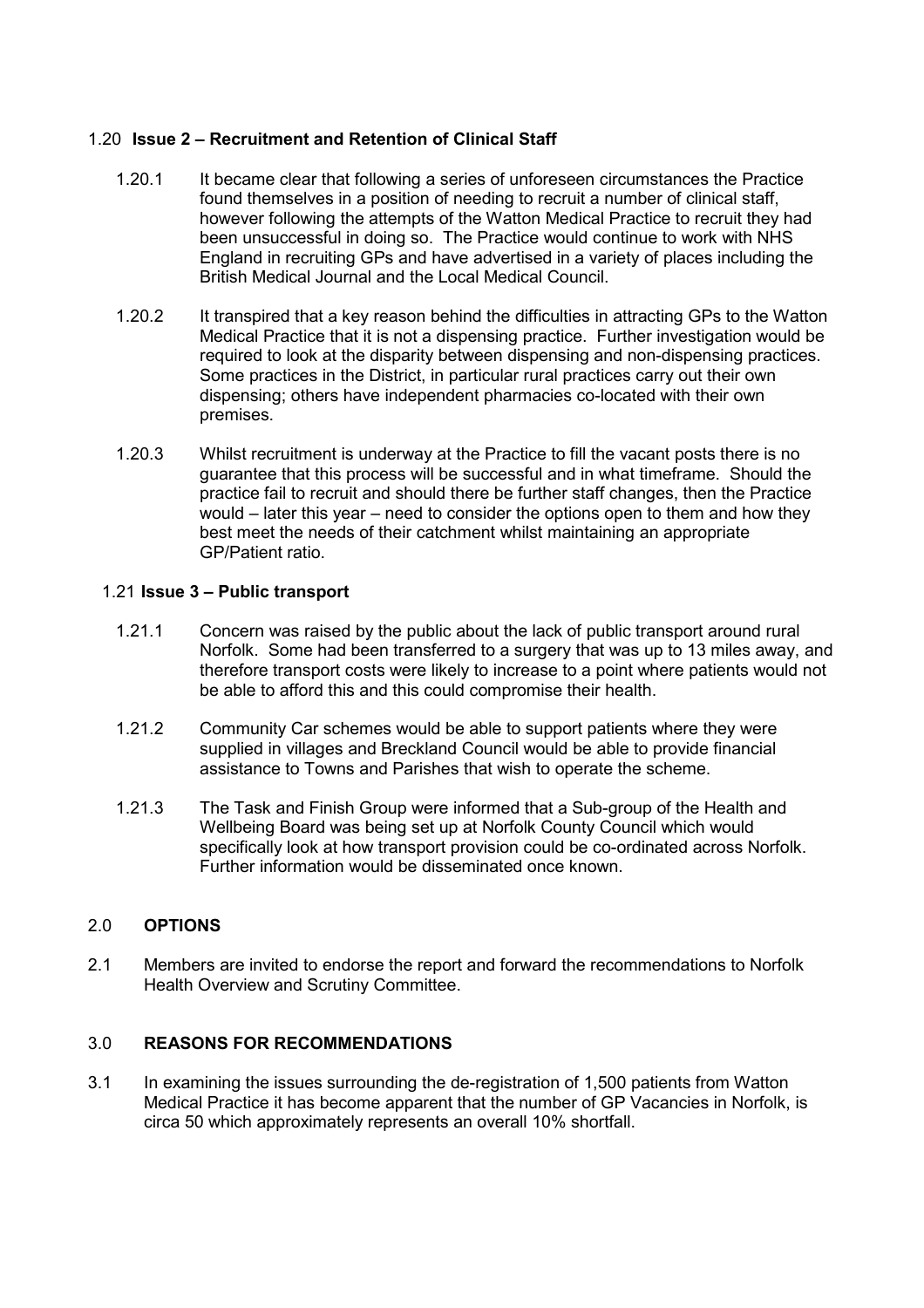### 1.20 Issue 2 – Recruitment and Retention of Clinical Staff

1.20.1 It became clear that following a series of unforeseen circumstances the Practice found themselves in a position of needing to recruit a number of clinical staff, however following the attempts of the Watton Medical Practice to recruit they had been unsuccessful in doing so. The Practice would continue to work with NHS England in recruiting GPs and have advertised in a variety of places including the British Medical Journal and the Local Medical Council.

1.20.2 It transpired that a key reason behind the difficulties in attracting GPs to the Watton Medical Practice that it is not a dispensing practice. Further investigation would be required to look at the disparity between dispensing and non-dispensing practices. Some practices in the District, in particular rural practices carry out their own dispensing; others have independent pharmacies co-located with their own premises.

1.20.3 Whilst recruitment is underway at the Practice to fill the vacant posts there is no guarantee that this process will be successful and in what timeframe. Should the practice fail to recruit and should there be further staff changes, then the Practice would – later this year – need to consider the options open to them and how they best meet the needs of their catchment whilst maintaining an appropriate GP/Patient ratio.

### 1.21 Issue 3 – Public transport

1.21.1 Concern was raised by the public about the lack of public transport around rural Norfolk. Some had been transferred to a surgery that was up to 13 miles away, and therefore transport costs were likely to increase to a point where patients would not be able to afford this and this could compromise their health.

1.21.2 Community Car schemes would be able to support patients where they were supplied in villages and Breckland Council would be able to provide financial assistance to Towns and Parishes that wish to operate the scheme.

1.21.3 The Task and Finish Group were informed that a Sub-group of the Health and Wellbeing Board was being set up at Norfolk County Council which would specifically look at how transport provision could be co-ordinated across Norfolk. Further information would be disseminated once known.

## 2.0 OPTIONS

2.1 Members are invited to endorse the report and forward the recommendations to Norfolk Health Overview and Scrutiny Committee.

## 3.0 REASONS FOR RECOMMENDATIONS

3.1 In examining the issues surrounding the de-registration of 1,500 patients from Watton Medical Practice it has become apparent that the number of GP Vacancies in Norfolk, is circa 50 which approximately represents an overall 10% shortfall.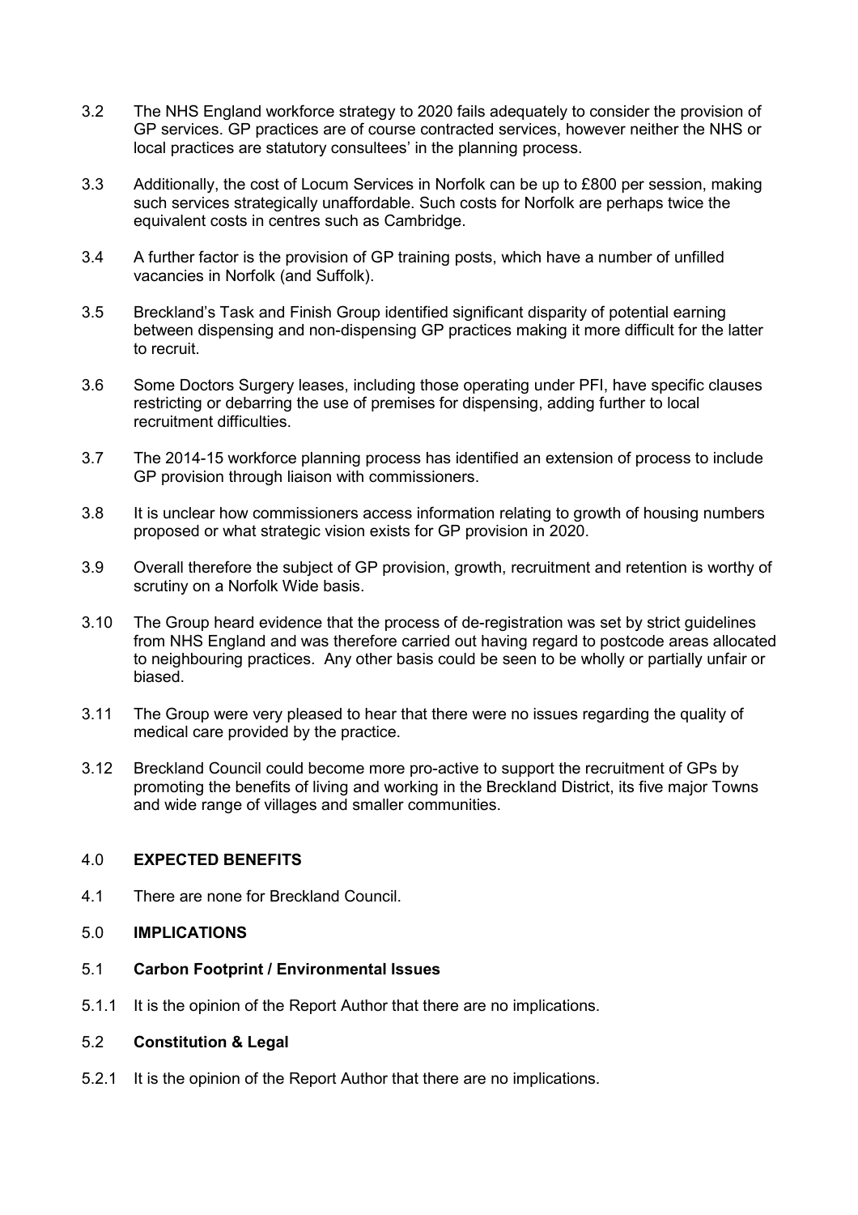3.2 The NHS England workforce strategy to 2020 fails adequately to consider the provision of GP services. GP practices are of course contracted services, however neither the NHS or local practices are statutory consultees' in the planning process.

3.3 Additionally, the cost of Locum Services in Norfolk can be up to £800 per session, making such services strategically unaffordable. Such costs for Norfolk are perhaps twice the equivalent costs in centres such as Cambridge.

3.4 A further factor is the provision of GP training posts, which have a number of unfilled vacancies in Norfolk (and Suffolk).

3.5 Breckland's Task and Finish Group identified significant disparity of potential earning between dispensing and non-dispensing GP practices making it more difficult for the latter to recruit.

3.6 Some Doctors Surgery leases, including those operating under PFI, have specific clauses restricting or debarring the use of premises for dispensing, adding further to local recruitment difficulties.

3.7 The 2014-15 workforce planning process has identified an extension of process to include GP provision through liaison with commissioners.

3.8 It is unclear how commissioners access information relating to growth of housing numbers proposed or what strategic vision exists for GP provision in 2020.

3.9 Overall therefore the subject of GP provision, growth, recruitment and retention is worthy of scrutiny on a Norfolk Wide basis.

3.10 The Group heard evidence that the process of de-registration was set by strict guidelines from NHS England and was therefore carried out having regard to postcode areas allocated to neighbouring practices. Any other basis could be seen to be wholly or partially unfair or biased.

3.11 The Group were very pleased to hear that there were no issues regarding the quality of medical care provided by the practice.

3.12 Breckland Council could become more pro-active to support the recruitment of GPs by promoting the benefits of living and working in the Breckland District, its five major Towns and wide range of villages and smaller communities.

## 4.0 EXPECTED BENEFITS

4.1 There are none for Breckland Council.

## 5.0 IMPLICATIONS

### 5.1 Carbon Footprint / Environmental Issues

5.1.1 It is the opinion of the Report Author that there are no implications.

### 5.2 Constitution & Legal

5.2.1 It is the opinion of the Report Author that there are no implications.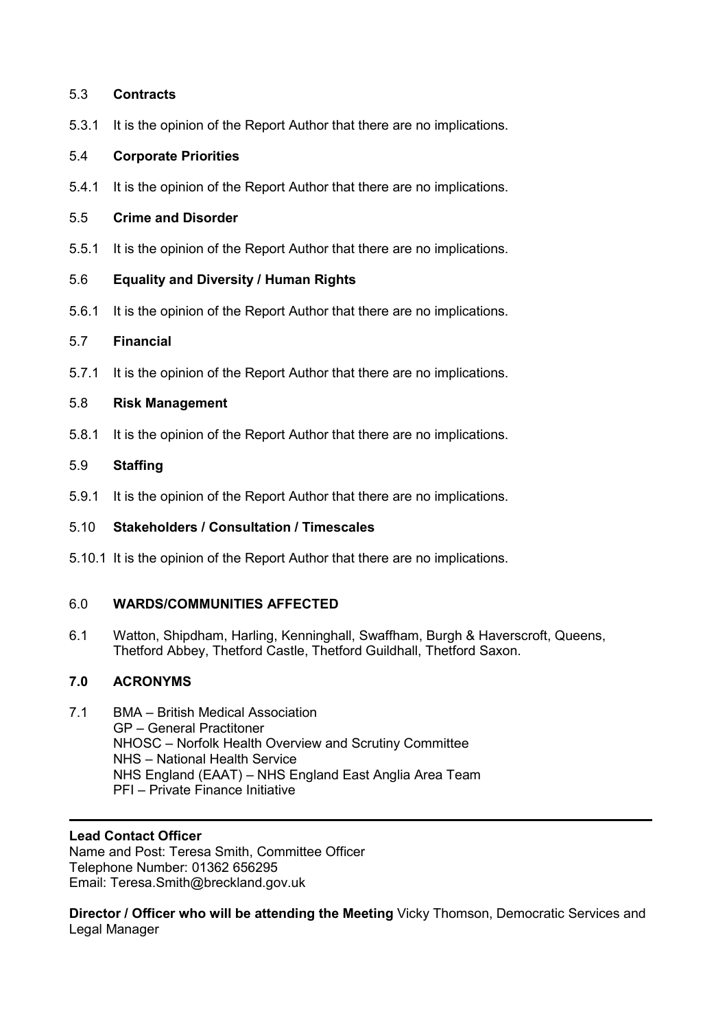### 5.3 **Contracts**

5.3.1 It is the opinion of the Report Author that there are no implications.

### 5.4 **Corporate Priorities**

5.4.1 It is the opinion of the Report Author that there are no implications.

### 5.5 **Crime and Disorder**

5.5.1 It is the opinion of the Report Author that there are no implications.

### 5.6 **Equality and Diversity / Human Rights**

5.6.1 It is the opinion of the Report Author that there are no implications.

### 5.7 **Financial**

5.7.1 It is the opinion of the Report Author that there are no implications.

### 5.8 **Risk Management**

5.8.1 It is the opinion of the Report Author that there are no implications.

### 5.9 **Staffing**

5.9.1 It is the opinion of the Report Author that there are no implications.

### 5.10 **Stakeholders / Consultation / Timescales**

5.10.1 It is the opinion of the Report Author that there are no implications.

## 6.0 **WARDS/COMMUNITIES AFFECTED**

6.1 Watton, Shipdham, Harling, Kenninghall, Swaffham, Burgh & Haverscroft, Queens, Thetford Abbey, Thetford Castle, Thetford Guildhall, Thetford Saxon.

## **7.0 ACRONYMS**

7.1 BMA – British Medical Association
GP – General Practitoner
NHOSC – Norfolk Health Overview and Scrutiny Committee
NHS – National Health Service
NHS England (EAAT) – NHS England East Anglia Area Team
PFI – Private Finance Initiative

---

**Lead Contact Officer**
Name and Post: Teresa Smith, Committee Officer
Telephone Number: 01362 656295
Email: Teresa.Smith@breckland.gov.uk

**Director / Officer who will be attending the Meeting** Vicky Thomson, Democratic Services and Legal Manager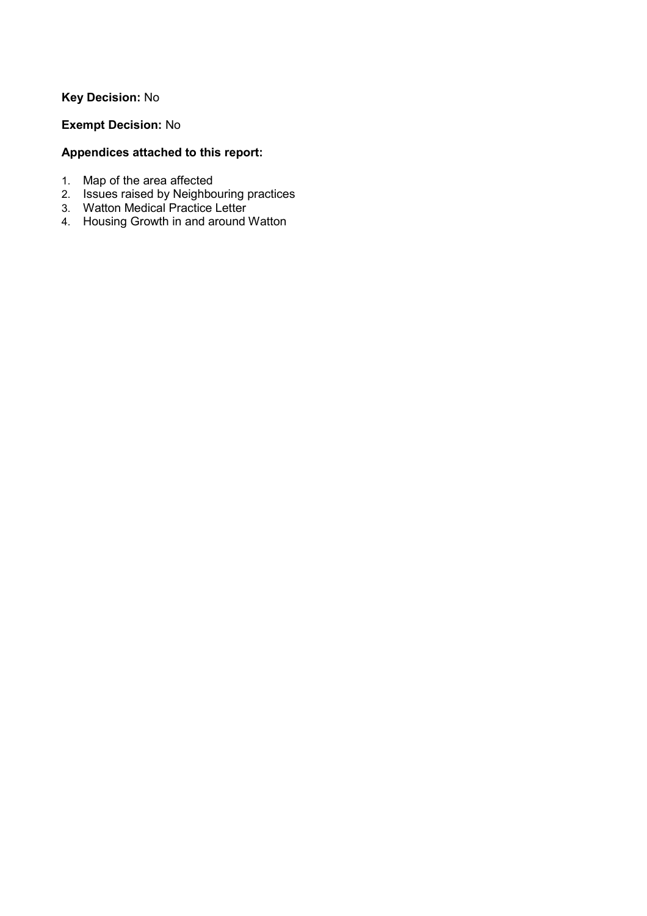**Key Decision:** No

**Exempt Decision:** No

**Appendices attached to this report:**

1. Map of the area affected
2. Issues raised by Neighbouring practices
3. Watton Medical Practice Letter
4. Housing Growth in and around Watton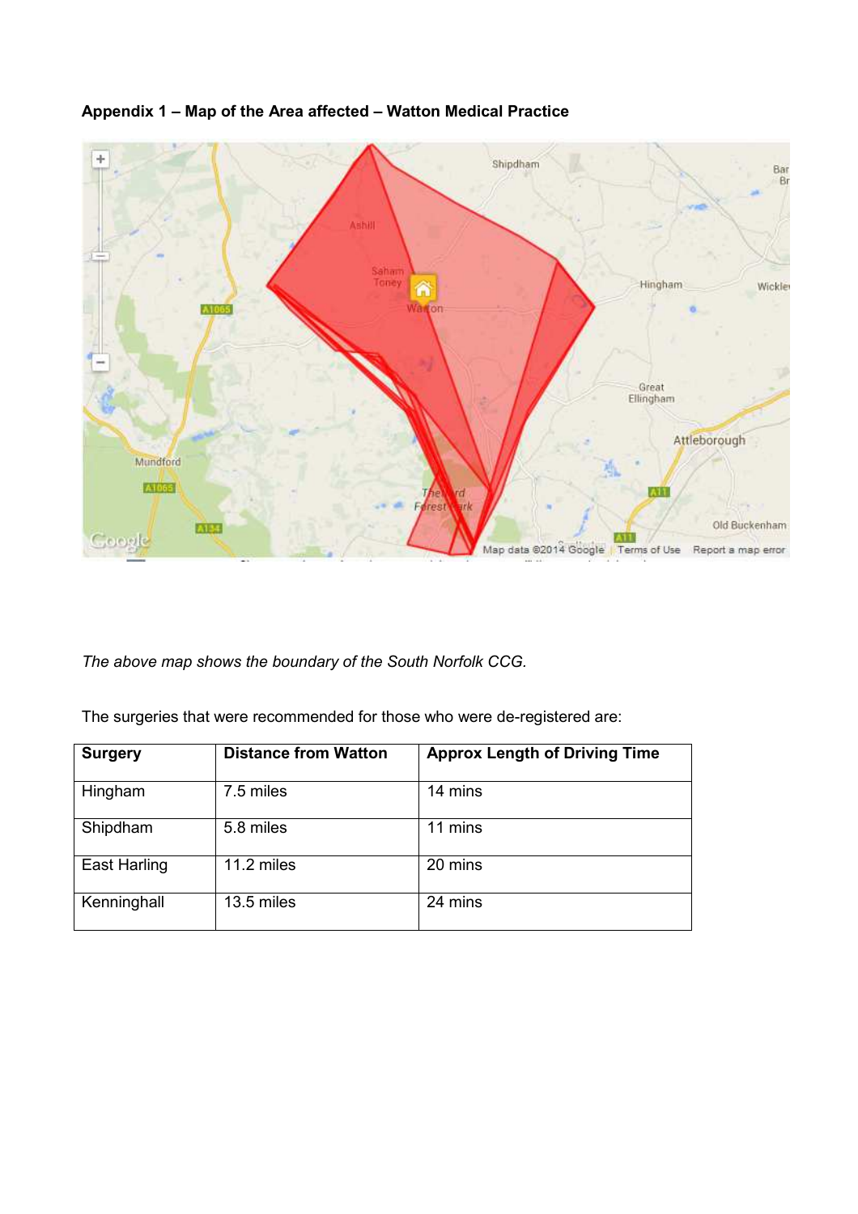**Appendix 1 – Map of the Area affected – Watton Medical Practice**

*The above map shows the boundary of the South Norfolk CCG.*

The surgeries that were recommended for those who were de-registered are:

| Surgery | Distance from Watton | Approx Length of Driving Time |
|---|---|---|
| Hingham | 7.5 miles | 14 mins |
| Shipdham | 5.8 miles | 11 mins |
| East Harling | 11.2 miles | 20 mins |
| Kenninghall | 13.5 miles | 24 mins |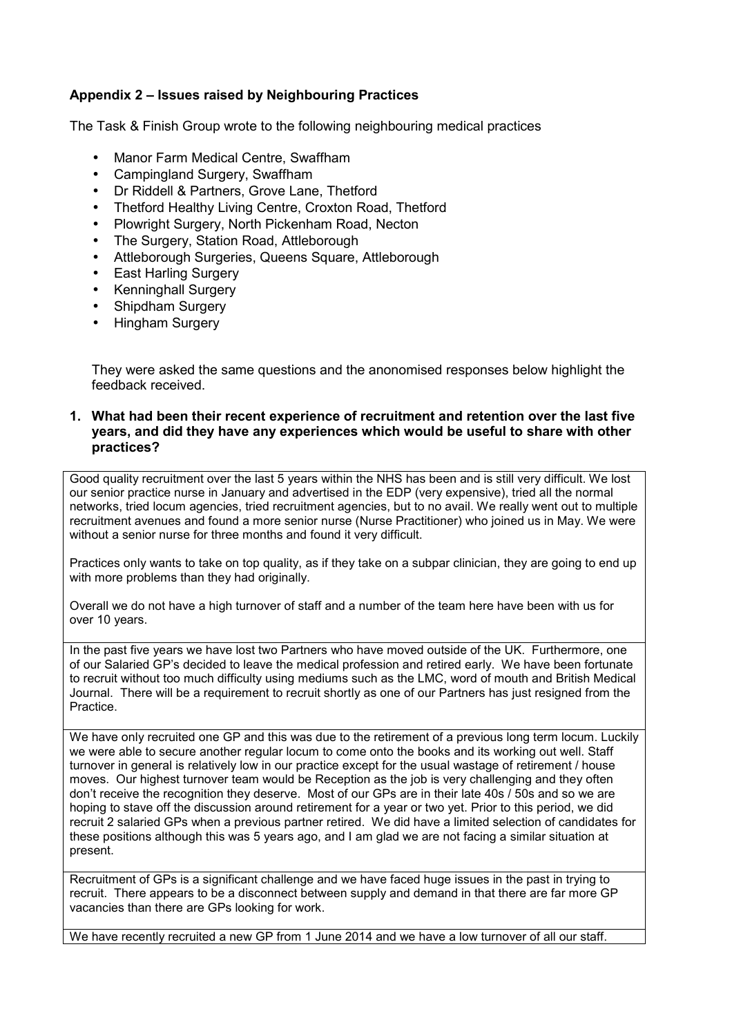## Appendix 2 – Issues raised by Neighbouring Practices

The Task & Finish Group wrote to the following neighbouring medical practices

- Manor Farm Medical Centre, Swaffham
- Campingland Surgery, Swaffham
- Dr Riddell & Partners, Grove Lane, Thetford
- Thetford Healthy Living Centre, Croxton Road, Thetford
- Plowright Surgery, North Pickenham Road, Necton
- The Surgery, Station Road, Attleborough
- Attleborough Surgeries, Queens Square, Attleborough
- East Harling Surgery
- Kenninghall Surgery
- Shipdham Surgery
- Hingham Surgery

They were asked the same questions and the anonomised responses below highlight the feedback received.

**1. What had been their recent experience of recruitment and retention over the last five years, and did they have any experiences which would be useful to share with other practices?**

| |
|---|
| Good quality recruitment over the last 5 years within the NHS has been and is still very difficult. We lost our senior practice nurse in January and advertised in the EDP (very expensive), tried all the normal networks, tried locum agencies, tried recruitment agencies, but to no avail. We really went out to multiple recruitment avenues and found a more senior nurse (Nurse Practitioner) who joined us in May. We were without a senior nurse for three months and found it very difficult.<br><br>Practices only wants to take on top quality, as if they take on a subpar clinician, they are going to end up with more problems than they had originally.<br><br>Overall we do not have a high turnover of staff and a number of the team here have been with us for over 10 years. |
| In the past five years we have lost two Partners who have moved outside of the UK. Furthermore, one of our Salaried GP's decided to leave the medical profession and retired early. We have been fortunate to recruit without too much difficulty using mediums such as the LMC, word of mouth and British Medical Journal. There will be a requirement to recruit shortly as one of our Partners has just resigned from the Practice. |
| We have only recruited one GP and this was due to the retirement of a previous long term locum. Luckily we were able to secure another regular locum to come onto the books and its working out well. Staff turnover in general is relatively low in our practice except for the usual wastage of retirement / house moves. Our highest turnover team would be Reception as the job is very challenging and they often don't receive the recognition they deserve. Most of our GPs are in their late 40s / 50s and so we are hoping to stave off the discussion around retirement for a year or two yet. Prior to this period, we did recruit 2 salaried GPs when a previous partner retired. We did have a limited selection of candidates for these positions although this was 5 years ago, and I am glad we are not facing a similar situation at present. |
| Recruitment of GPs is a significant challenge and we have faced huge issues in the past in trying to recruit. There appears to be a disconnect between supply and demand in that there are far more GP vacancies than there are GPs looking for work. |
| We have recently recruited a new GP from 1 June 2014 and we have a low turnover of all our staff. |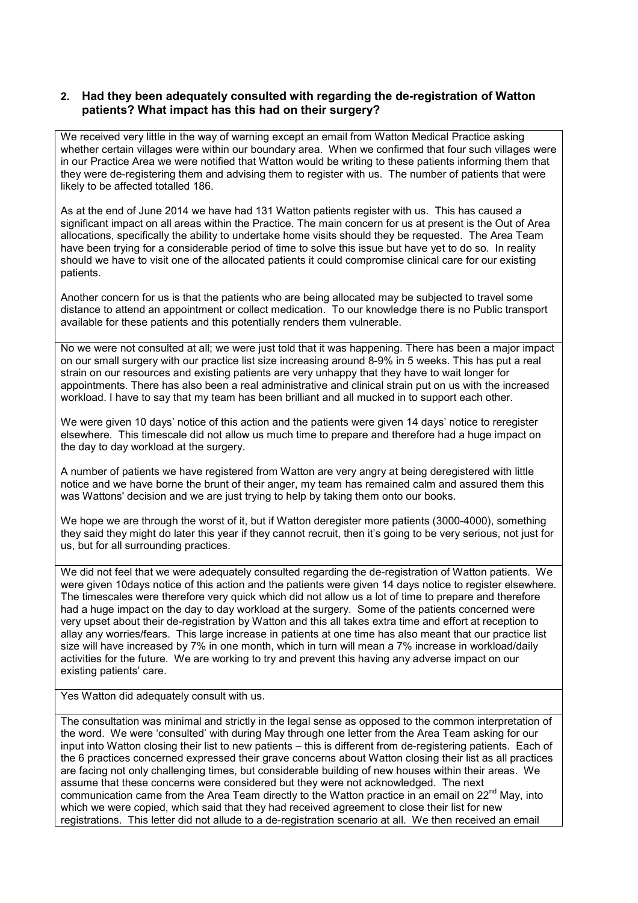**2. Had they been adequately consulted with regarding the de-registration of Watton patients? What impact has this had on their surgery?**

| |
|---|
| We received very little in the way of warning except an email from Watton Medical Practice asking whether certain villages were within our boundary area. When we confirmed that four such villages were in our Practice Area we were notified that Watton would be writing to these patients informing them that they were de-registering them and advising them to register with us. The number of patients that were likely to be affected totalled 186.<br><br>As at the end of June 2014 we have had 131 Watton patients register with us. This has caused a significant impact on all areas within the Practice. The main concern for us at present is the Out of Area allocations, specifically the ability to undertake home visits should they be requested. The Area Team have been trying for a considerable period of time to solve this issue but have yet to do so. In reality should we have to visit one of the allocated patients it could compromise clinical care for our existing patients.<br><br>Another concern for us is that the patients who are being allocated may be subjected to travel some distance to attend an appointment or collect medication. To our knowledge there is no Public transport available for these patients and this potentially renders them vulnerable. |
| No we were not consulted at all; we were just told that it was happening. There has been a major impact on our small surgery with our practice list size increasing around 8-9% in 5 weeks. This has put a real strain on our resources and existing patients are very unhappy that they have to wait longer for appointments. There has also been a real administrative and clinical strain put on us with the increased workload. I have to say that my team has been brilliant and all mucked in to support each other.<br><br>We were given 10 days' notice of this action and the patients were given 14 days' notice to reregister elsewhere. This timescale did not allow us much time to prepare and therefore had a huge impact on the day to day workload at the surgery.<br><br>A number of patients we have registered from Watton are very angry at being deregistered with little notice and we have borne the brunt of their anger, my team has remained calm and assured them this was Wattons' decision and we are just trying to help by taking them onto our books.<br><br>We hope we are through the worst of it, but if Watton deregister more patients (3000-4000), something they said they might do later this year if they cannot recruit, then it's going to be very serious, not just for us, but for all surrounding practices. |
| We did not feel that we were adequately consulted regarding the de-registration of Watton patients. We were given 10days notice of this action and the patients were given 14 days notice to register elsewhere. The timescales were therefore very quick which did not allow us a lot of time to prepare and therefore had a huge impact on the day to day workload at the surgery. Some of the patients concerned were very upset about their de-registration by Watton and this all takes extra time and effort at reception to allay any worries/fears. This large increase in patients at one time has also meant that our practice list size will have increased by 7% in one month, which in turn will mean a 7% increase in workload/daily activities for the future. We are working to try and prevent this having any adverse impact on our existing patients' care. |
| Yes Watton did adequately consult with us. |
| The consultation was minimal and strictly in the legal sense as opposed to the common interpretation of the word. We were 'consulted' with during May through one letter from the Area Team asking for our input into Watton closing their list to new patients – this is different from de-registering patients. Each of the 6 practices concerned expressed their grave concerns about Watton closing their list as all practices are facing not only challenging times, but considerable building of new houses within their areas. We assume that these concerns were considered but they were not acknowledged. The next communication came from the Area Team directly to the Watton practice in an email on 22nd May, into which we were copied, which said that they had received agreement to close their list for new registrations. This letter did not allude to a de-registration scenario at all. We then received an email |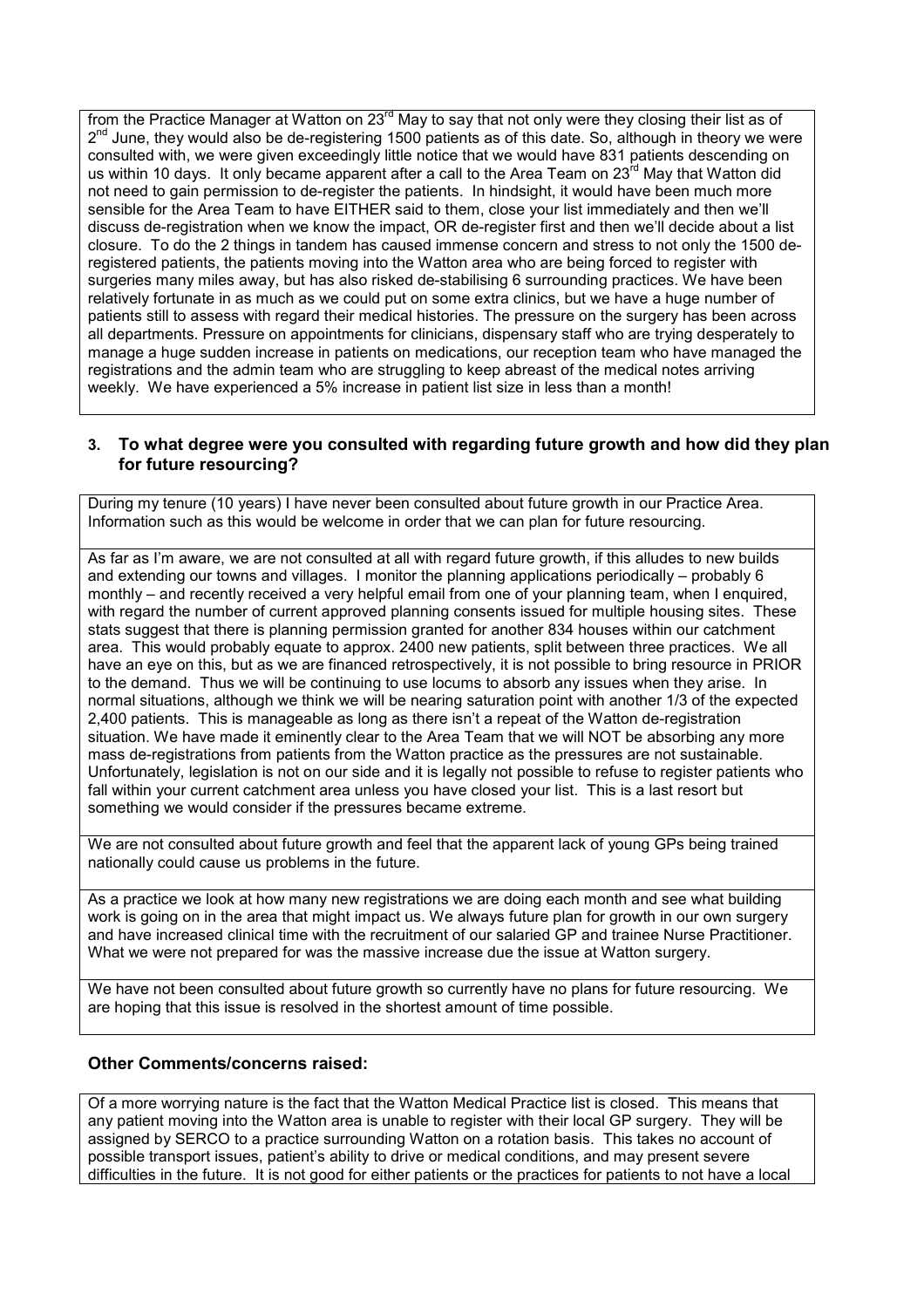from the Practice Manager at Watton on 23rd May to say that not only were they closing their list as of 2nd June, they would also be de-registering 1500 patients as of this date. So, although in theory we were consulted with, we were given exceedingly little notice that we would have 831 patients descending on us within 10 days. It only became apparent after a call to the Area Team on 23rd May that Watton did not need to gain permission to de-register the patients. In hindsight, it would have been much more sensible for the Area Team to have EITHER said to them, close your list immediately and then we'll discuss de-registration when we know the impact, OR de-register first and then we'll decide about a list closure. To do the 2 things in tandem has caused immense concern and stress to not only the 1500 de-registered patients, the patients moving into the Watton area who are being forced to register with surgeries many miles away, but has also risked de-stabilising 6 surrounding practices. We have been relatively fortunate in as much as we could put on some extra clinics, but we have a huge number of patients still to assess with regard their medical histories. The pressure on the surgery has been across all departments. Pressure on appointments for clinicians, dispensary staff who are trying desperately to manage a huge sudden increase in patients on medications, our reception team who have managed the registrations and the admin team who are struggling to keep abreast of the medical notes arriving weekly. We have experienced a 5% increase in patient list size in less than a month!

**3. To what degree were you consulted with regarding future growth and how did they plan for future resourcing?**

During my tenure (10 years) I have never been consulted about future growth in our Practice Area. Information such as this would be welcome in order that we can plan for future resourcing.

As far as I'm aware, we are not consulted at all with regard future growth, if this alludes to new builds and extending our towns and villages. I monitor the planning applications periodically – probably 6 monthly – and recently received a very helpful email from one of your planning team, when I enquired, with regard the number of current approved planning consents issued for multiple housing sites. These stats suggest that there is planning permission granted for another 834 houses within our catchment area. This would probably equate to approx. 2400 new patients, split between three practices. We all have an eye on this, but as we are financed retrospectively, it is not possible to bring resource in PRIOR to the demand. Thus we will be continuing to use locums to absorb any issues when they arise. In normal situations, although we think we will be nearing saturation point with another 1/3 of the expected 2,400 patients. This is manageable as long as there isn't a repeat of the Watton de-registration situation. We have made it eminently clear to the Area Team that we will NOT be absorbing any more mass de-registrations from patients from the Watton practice as the pressures are not sustainable. Unfortunately, legislation is not on our side and it is legally not possible to refuse to register patients who fall within your current catchment area unless you have closed your list. This is a last resort but something we would consider if the pressures became extreme.

We are not consulted about future growth and feel that the apparent lack of young GPs being trained nationally could cause us problems in the future.

As a practice we look at how many new registrations we are doing each month and see what building work is going on in the area that might impact us. We always future plan for growth in our own surgery and have increased clinical time with the recruitment of our salaried GP and trainee Nurse Practitioner. What we were not prepared for was the massive increase due the issue at Watton surgery.

We have not been consulted about future growth so currently have no plans for future resourcing. We are hoping that this issue is resolved in the shortest amount of time possible.

## Other Comments/concerns raised:

Of a more worrying nature is the fact that the Watton Medical Practice list is closed. This means that any patient moving into the Watton area is unable to register with their local GP surgery. They will be assigned by SERCO to a practice surrounding Watton on a rotation basis. This takes no account of possible transport issues, patient's ability to drive or medical conditions, and may present severe difficulties in the future. It is not good for either patients or the practices for patients to not have a local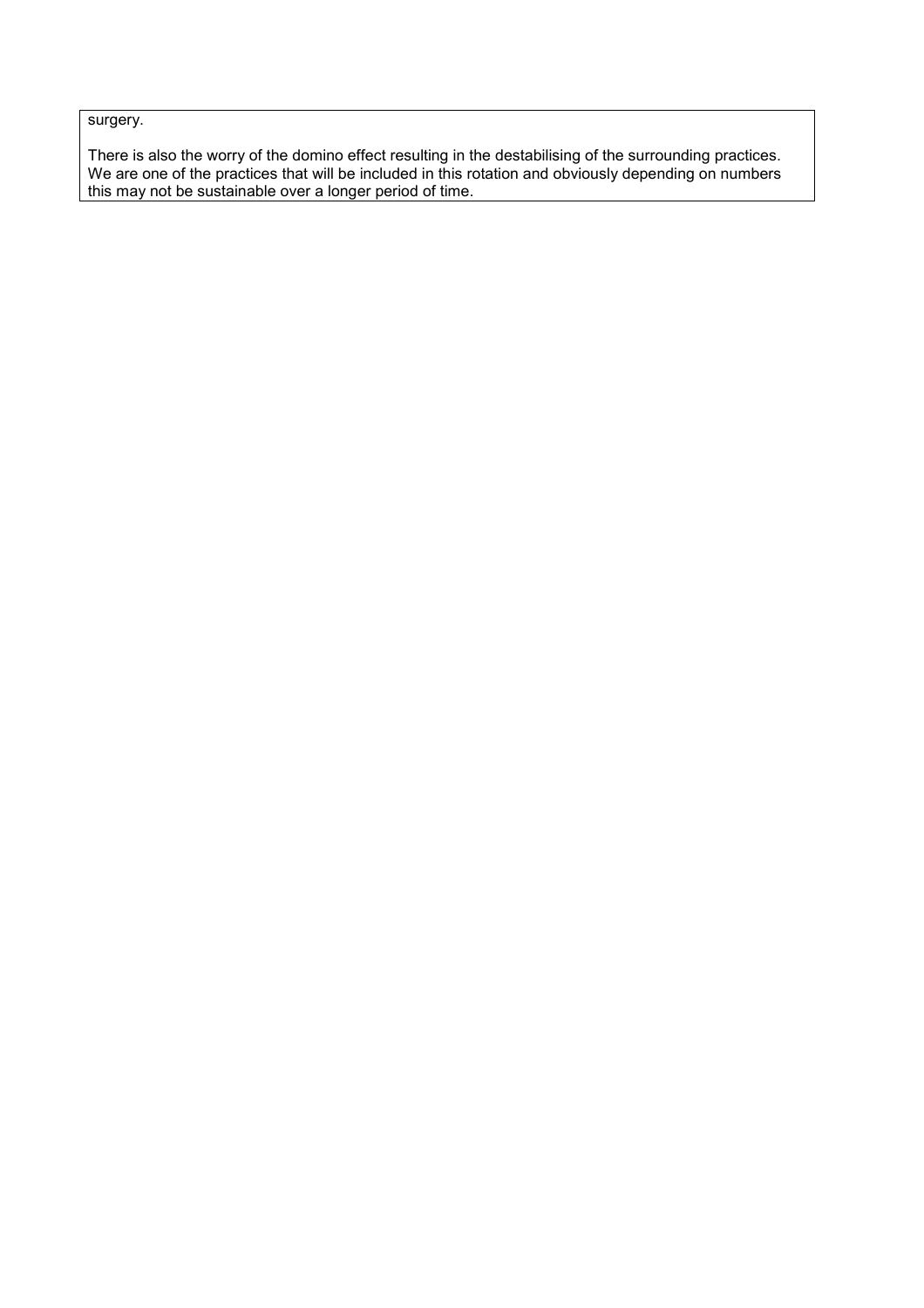surgery.

There is also the worry of the domino effect resulting in the destabilising of the surrounding practices. We are one of the practices that will be included in this rotation and obviously depending on numbers this may not be sustainable over a longer period of time.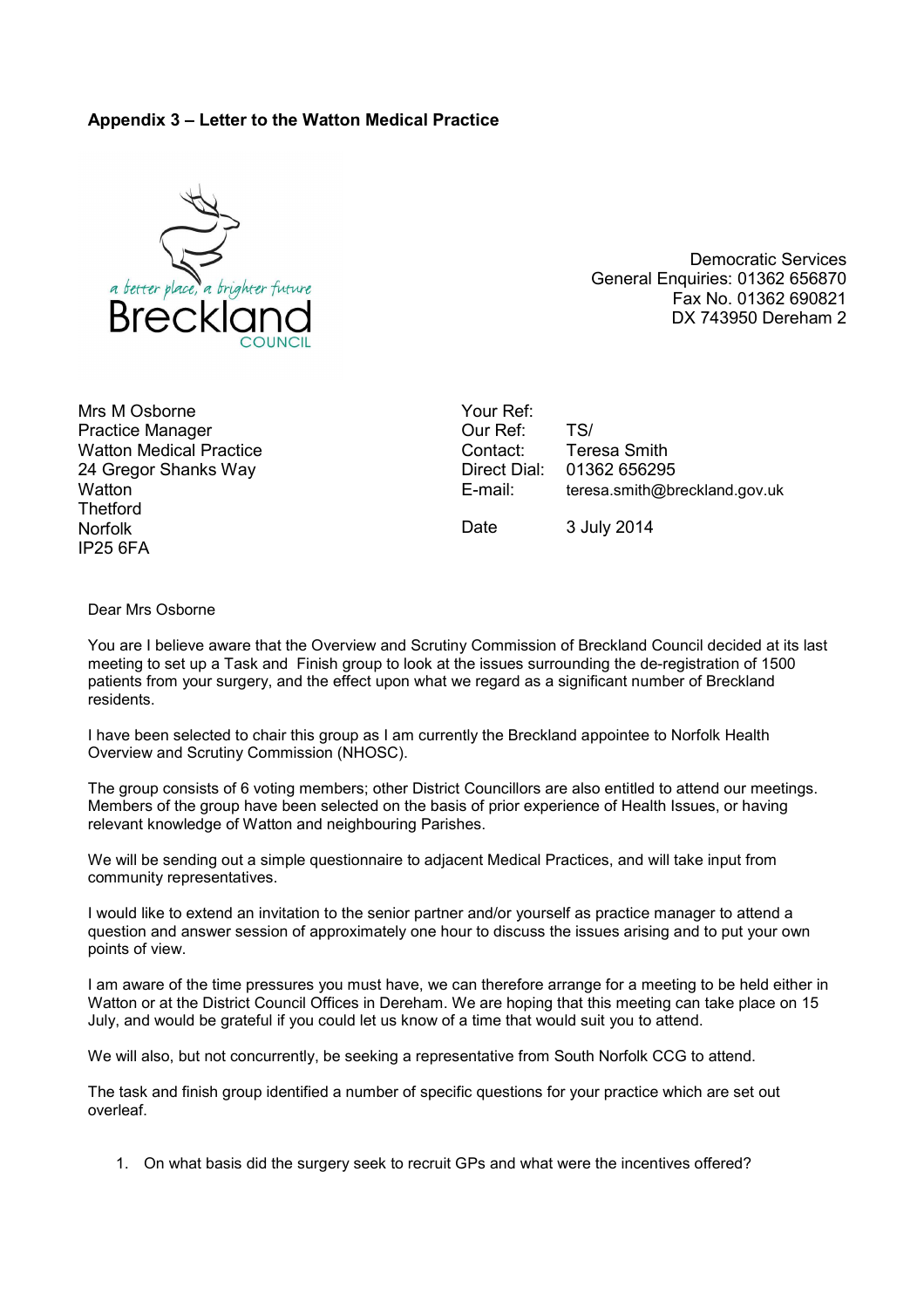**Appendix 3 – Letter to the Watton Medical Practice**

a better place, a brighter future
Breckland
COUNCIL

Democratic Services
General Enquiries: 01362 656870
Fax No. 01362 690821
DX 743950 Dereham 2

Mrs M Osborne
Practice Manager
Watton Medical Practice
24 Gregor Shanks Way
Watton
Thetford
Norfolk
IP25 6FA

| | |
|---|---|
| Your Ref: | |
| Our Ref: | TS/ |
| Contact: | Teresa Smith |
| Direct Dial: | 01362 656295 |
| E-mail: | teresa.smith@breckland.gov.uk |
| Date | 3 July 2014 |

Dear Mrs Osborne

You are I believe aware that the Overview and Scrutiny Commission of Breckland Council decided at its last meeting to set up a Task and Finish group to look at the issues surrounding the de-registration of 1500 patients from your surgery, and the effect upon what we regard as a significant number of Breckland residents.

I have been selected to chair this group as I am currently the Breckland appointee to Norfolk Health Overview and Scrutiny Commission (NHOSC).

The group consists of 6 voting members; other District Councillors are also entitled to attend our meetings. Members of the group have been selected on the basis of prior experience of Health Issues, or having relevant knowledge of Watton and neighbouring Parishes.

We will be sending out a simple questionnaire to adjacent Medical Practices, and will take input from community representatives.

I would like to extend an invitation to the senior partner and/or yourself as practice manager to attend a question and answer session of approximately one hour to discuss the issues arising and to put your own points of view.

I am aware of the time pressures you must have, we can therefore arrange for a meeting to be held either in Watton or at the District Council Offices in Dereham. We are hoping that this meeting can take place on 15 July, and would be grateful if you could let us know of a time that would suit you to attend.

We will also, but not concurrently, be seeking a representative from South Norfolk CCG to attend.

The task and finish group identified a number of specific questions for your practice which are set out overleaf.

1. On what basis did the surgery seek to recruit GPs and what were the incentives offered?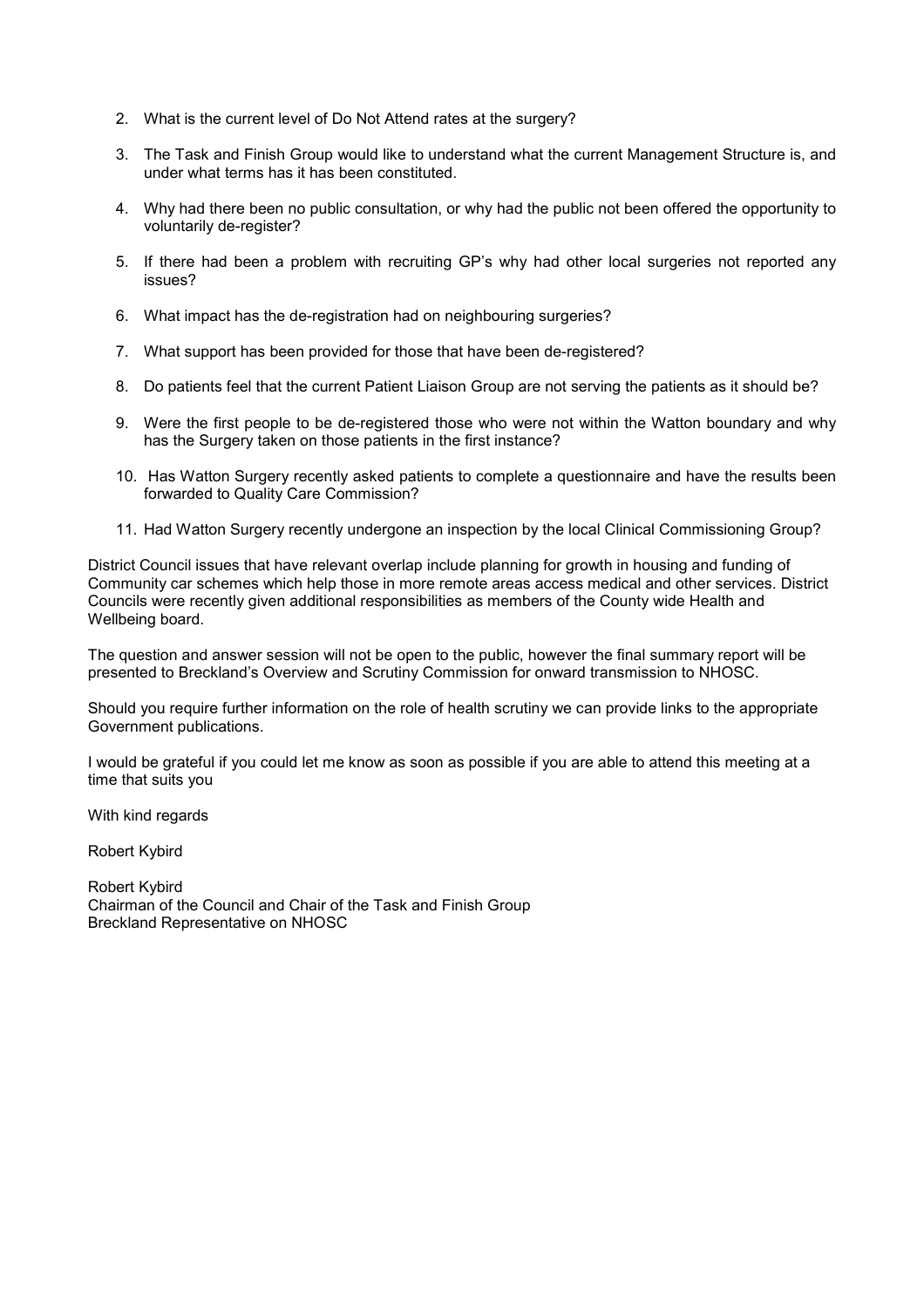2. What is the current level of Do Not Attend rates at the surgery?

3. The Task and Finish Group would like to understand what the current Management Structure is, and under what terms has it has been constituted.

4. Why had there been no public consultation, or why had the public not been offered the opportunity to voluntarily de-register?

5. If there had been a problem with recruiting GP's why had other local surgeries not reported any issues?

6. What impact has the de-registration had on neighbouring surgeries?

7. What support has been provided for those that have been de-registered?

8. Do patients feel that the current Patient Liaison Group are not serving the patients as it should be?

9. Were the first people to be de-registered those who were not within the Watton boundary and why has the Surgery taken on those patients in the first instance?

10. Has Watton Surgery recently asked patients to complete a questionnaire and have the results been forwarded to Quality Care Commission?

11. Had Watton Surgery recently undergone an inspection by the local Clinical Commissioning Group?

District Council issues that have relevant overlap include planning for growth in housing and funding of Community car schemes which help those in more remote areas access medical and other services. District Councils were recently given additional responsibilities as members of the County wide Health and Wellbeing board.

The question and answer session will not be open to the public, however the final summary report will be presented to Breckland's Overview and Scrutiny Commission for onward transmission to NHOSC.

Should you require further information on the role of health scrutiny we can provide links to the appropriate Government publications.

I would be grateful if you could let me know as soon as possible if you are able to attend this meeting at a time that suits you

With kind regards

Robert Kybird

Robert Kybird
Chairman of the Council and Chair of the Task and Finish Group
Breckland Representative on NHOSC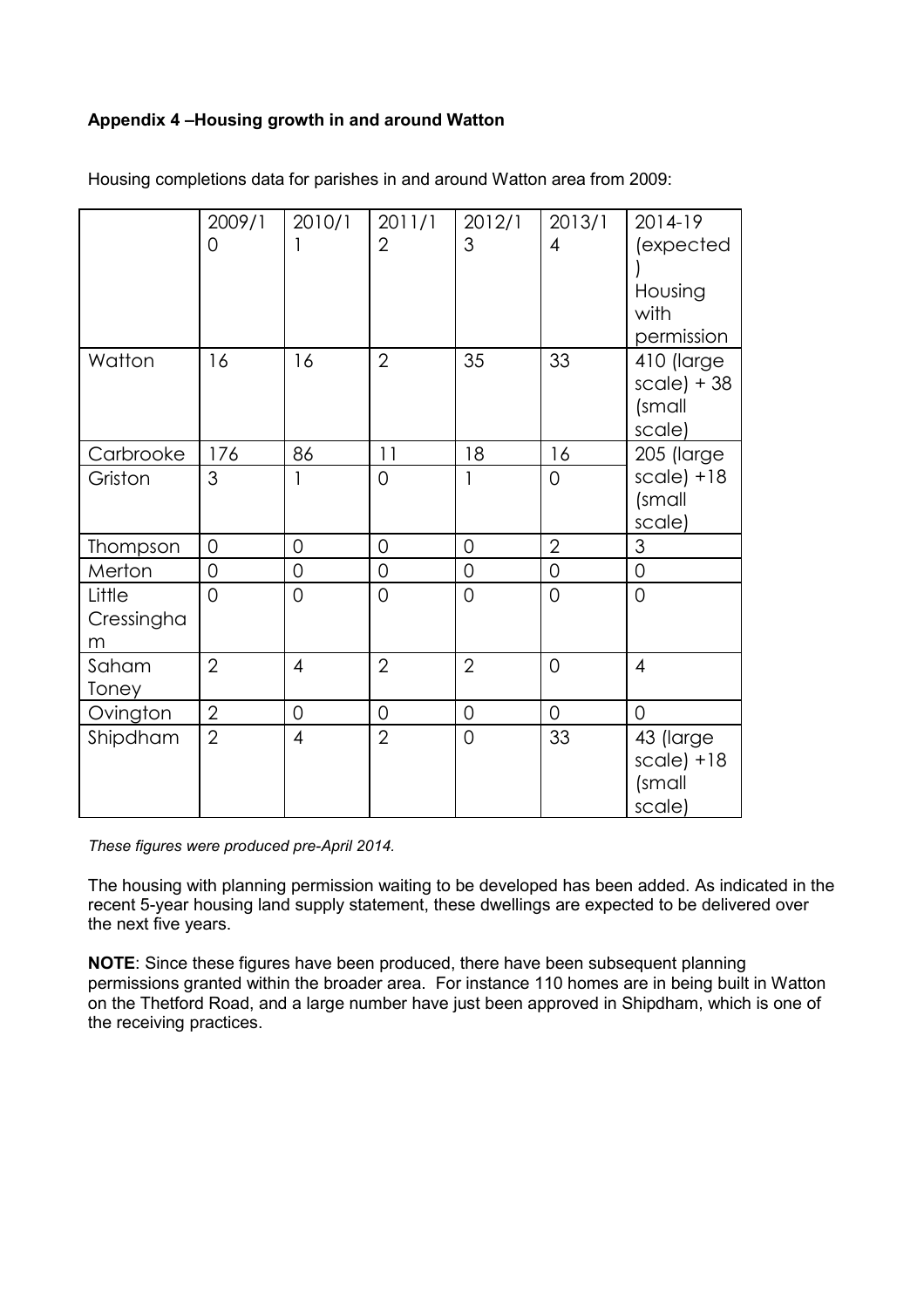**Appendix 4 –Housing growth in and around Watton**

Housing completions data for parishes in and around Watton area from 2009:

| | 2009/10 | 2010/11 | 2011/12 | 2012/13 | 2013/14 | 2014-19 (expected) Housing with permission |
|---|---|---|---|---|---|---|
| Watton | 16 | 16 | 2 | 35 | 33 | 410 (large scale) + 38 (small scale) |
| Carbrooke | 176 | 86 | 11 | 18 | 16 | 205 (large scale) +18 (small scale) |
| Griston | 3 | 1 | 0 | 1 | 0 | |
| Thompson | 0 | 0 | 0 | 0 | 2 | 3 |
| Merton | 0 | 0 | 0 | 0 | 0 | 0 |
| Little Cressingham | 0 | 0 | 0 | 0 | 0 | 0 |
| Saham Toney | 2 | 4 | 2 | 2 | 0 | 4 |
| Ovington | 2 | 0 | 0 | 0 | 0 | 0 |
| Shipdham | 2 | 4 | 2 | 0 | 33 | 43 (large scale) +18 (small scale) |

*These figures were produced pre-April 2014.*

The housing with planning permission waiting to be developed has been added. As indicated in the recent 5-year housing land supply statement, these dwellings are expected to be delivered over the next five years.

**NOTE**: Since these figures have been produced, there have been subsequent planning permissions granted within the broader area. For instance 110 homes are in being built in Watton on the Thetford Road, and a large number have just been approved in Shipdham, which is one of the receiving practices.